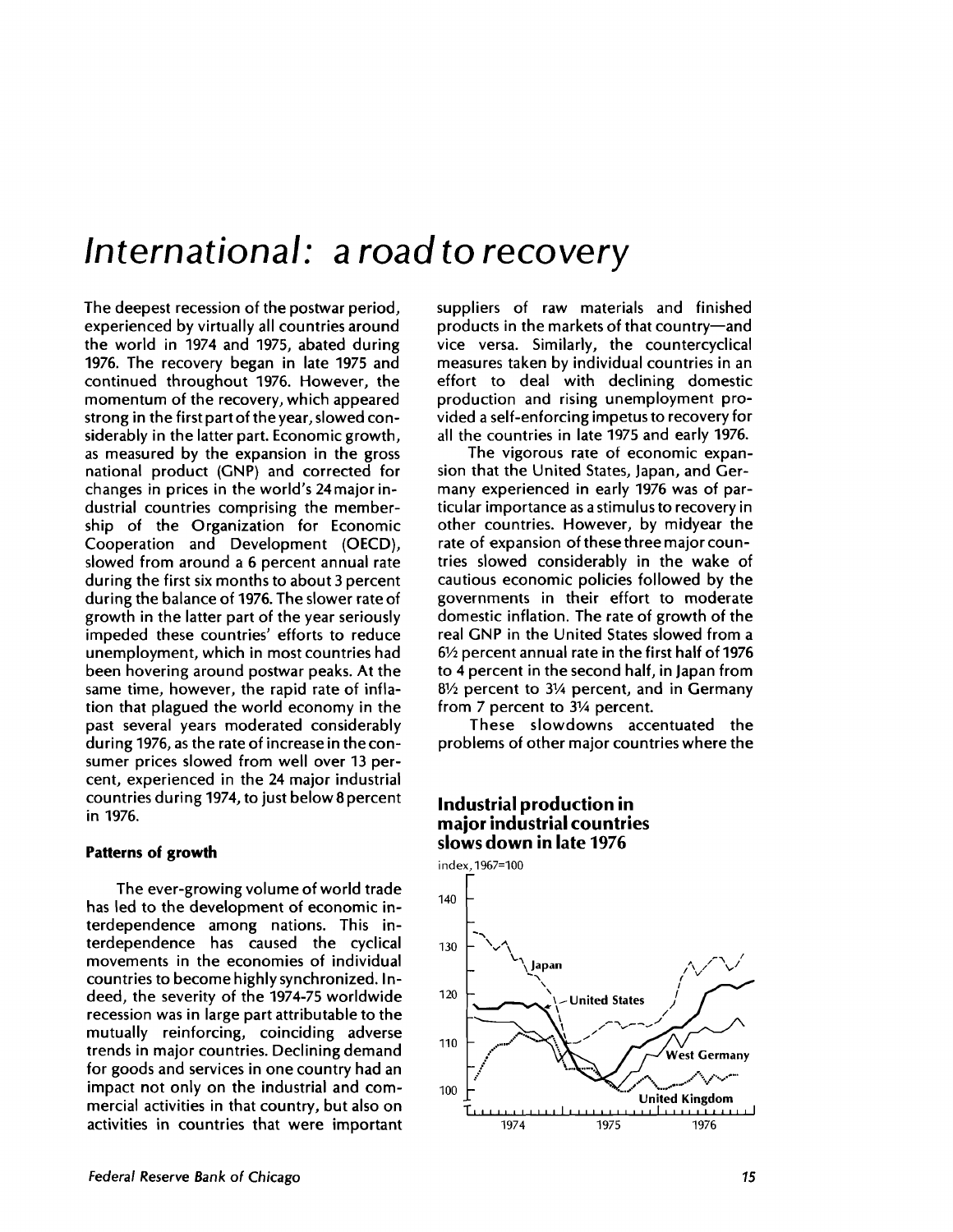# International: a road to recovery

The deepest recession of the postwar period, experienced by virtually all countries around the world in 1974 and 1975, abated during 1976. The recovery began in late 1975 and continued throughout 1976. However, the momentum of the recovery, which appeared strong in the first part of the year, slowed considerably in the latter part. Economic growth, as measured by the expansion in the gross national product (GNP) and corrected for changes in prices in the world's 24 major industrial countries comprising the membership of the Organization for Economic Cooperation and Development (OECD), slowed from around a 6 percent annual rate during the first six months to about 3 percent during the balance of 1976. The slower rate of growth in the latter part of the year seriously impeded these countries' efforts to reduce unemployment, which in most countries had been hovering around postwar peaks. At the same time, however, the rapid rate of inflation that plagued the world economy in the past several years moderated considerably during 1976, as the rate of increase in the consumer prices slowed from well over 13 percent, experienced in the 24 major industrial countries during 1974, to just below 8 percent in 1976.

### Patterns of growth

The ever-growing volume of world trade has led to the development of economic interdependence among nations. This interdependence has caused the cyclical movements in the economies of individual countries to become highly synchronized. Indeed, the severity of the 1974-75 worldwide recession was in large part attributable to the mutually reinforcing, coinciding adverse trends in major countries. Declining demand for goods and services in one country had an impact not only on the industrial and commercial activities in that country, but also on activities in countries that were important suppliers of raw materials and finished products in the markets of that country—and vice versa. Similarly, the countercyclical measures taken by individual countries in an effort to deal with declining domestic production and rising unemployment provided a self-enforcing impetus to recovery for all the countries in late 1975 and early 1976.

The vigorous rate of economic expansion that the United States, Japan, and Germany experienced in early 1976 was of particular importance as a stimulus to recovery in other countries. However, by midyear the rate of expansion of these three major countries slowed considerably in the wake of cautious economic policies followed by the governments in their effort to moderate domestic inflation. The rate of growth of the real GNP in the United States slowed from a 6½ percent annual rate in the first half of 1976 to 4 percent in the second half, in Japan from 8½ percent to 3¼ percent, and in Germany from 7 percent to 3¼ percent.

These slowdowns accentuated the problems of other major countries where the

**Industrial production in major industrial countries slows down in late 1976**

index, 1967=100

[Chart: Japan, United States, West Germany, United Kingdom; 1974–1976; y-axis 100–140]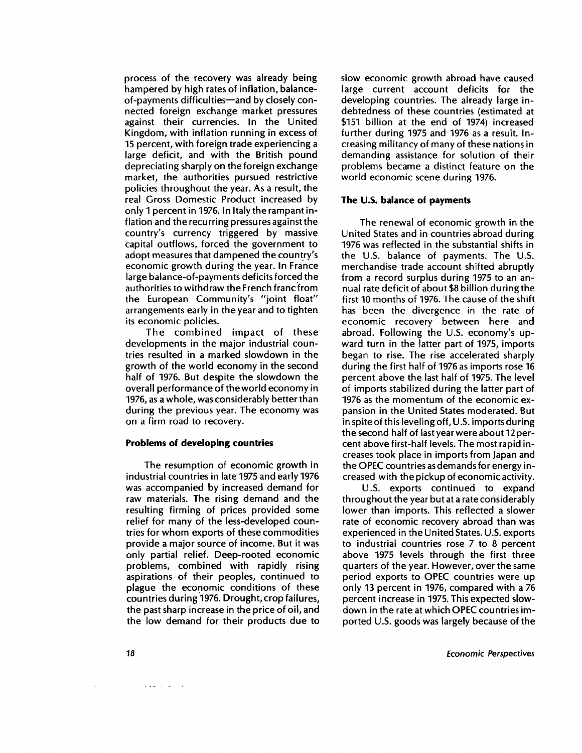process of the recovery was already being hampered by high rates of inflation, balance-of-payments difficulties—and by closely connected foreign exchange market pressures against their currencies. In the United Kingdom, with inflation running in excess of 15 percent, with foreign trade experiencing a large deficit, and with the British pound depreciating sharply on the foreign exchange market, the authorities pursued restrictive policies throughout the year. As a result, the real Gross Domestic Product increased by only 1 percent in 1976. In Italy the rampant inflation and the recurring pressures against the country's currency triggered by massive capital outflows, forced the government to adopt measures that dampened the country's economic growth during the year. In France large balance-of-payments deficits forced the authorities to withdraw the French franc from the European Community's "joint float" arrangements early in the year and to tighten its economic policies.

The combined impact of these developments in the major industrial countries resulted in a marked slowdown in the growth of the world economy in the second half of 1976. But despite the slowdown the overall performance of the world economy in 1976, as a whole, was considerably better than during the previous year. The economy was on a firm road to recovery.

### Problems of developing countries

The resumption of economic growth in industrial countries in late 1975 and early 1976 was accompanied by increased demand for raw materials. The rising demand and the resulting firming of prices provided some relief for many of the less-developed countries for whom exports of these commodities provide a major source of income. But it was only partial relief. Deep-rooted economic problems, combined with rapidly rising aspirations of their peoples, continued to plague the economic conditions of these countries during 1976. Drought, crop failures, the past sharp increase in the price of oil, and the low demand for their products due to slow economic growth abroad have caused large current account deficits for the developing countries. The already large indebtedness of these countries (estimated at $151 billion at the end of 1974) increased further during 1975 and 1976 as a result. Increasing militancy of many of these nations in demanding assistance for solution of their problems became a distinct feature on the world economic scene during 1976.

### The U.S. balance of payments

The renewal of economic growth in the United States and in countries abroad during 1976 was reflected in the substantial shifts in the U.S. balance of payments. The U.S. merchandise trade account shifted abruptly from a record surplus during 1975 to an annual rate deficit of about $8 billion during the first 10 months of 1976. The cause of the shift has been the divergence in the rate of economic recovery between here and abroad. Following the U.S. economy's upward turn in the latter part of 1975, imports began to rise. The rise accelerated sharply during the first half of 1976 as imports rose 16 percent above the last half of 1975. The level of imports stabilized during the latter part of 1976 as the momentum of the economic expansion in the United States moderated. But in spite of this leveling off, U.S. imports during the second half of last year were about 12 percent above first-half levels. The most rapid increases took place in imports from Japan and the OPEC countries as demands for energy increased with the pickup of economic activity.

U.S. exports continued to expand throughout the year but at a rate considerably lower than imports. This reflected a slower rate of economic recovery abroad than was experienced in the United States. U.S. exports to industrial countries rose 7 to 8 percent above 1975 levels through the first three quarters of the year. However, over the same period exports to OPEC countries were up only 13 percent in 1976, compared with a 76 percent increase in 1975. This expected slowdown in the rate at which OPEC countries imported U.S. goods was largely because of the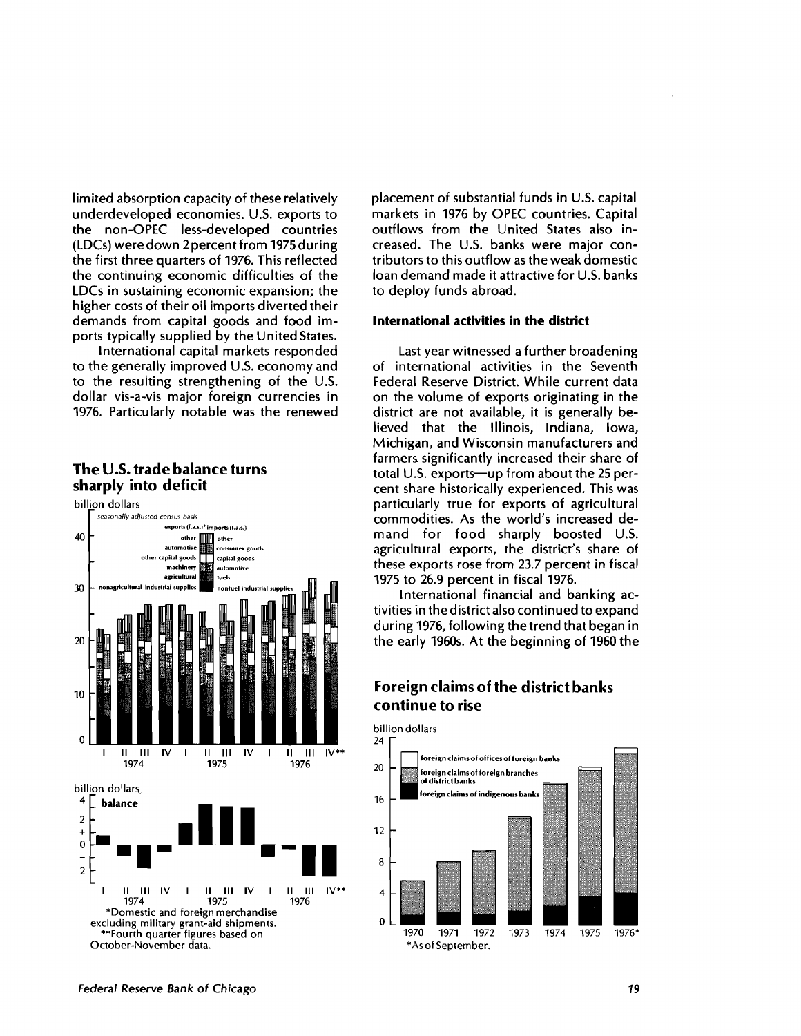limited absorption capacity of these relatively underdeveloped economies. U.S. exports to the non-OPEC less-developed countries (LDCs) were down 2 percent from 1975 during the first three quarters of 1976. This reflected the continuing economic difficulties of the LDCs in sustaining economic expansion; the higher costs of their oil imports diverted their demands from capital goods and food imports typically supplied by the United States.

International capital markets responded to the generally improved U.S. economy and to the resulting strengthening of the U.S. dollar vis-a-vis major foreign currencies in 1976. Particularly notable was the renewed placement of substantial funds in U.S. capital markets in 1976 by OPEC countries. Capital outflows from the United States also increased. The U.S. banks were major contributors to this outflow as the weak domestic loan demand made it attractive for U.S. banks to deploy funds abroad.

### The U.S. trade balance turns sharply into deficit

billion dollars

seasonally adjusted census basis

exports (f.a.s.)* imports (f.a.s.)

other | other
automotive | consumer goods
other capital goods | capital goods
machinery | automotive
agricultural | fuels
nonagricultural industrial supplies | nonfuel industrial supplies

billion dollars

balance

*Domestic and foreign merchandise excluding military grant-aid shipments.
**Fourth quarter figures based on October-November data.

#### International activities in the district

Last year witnessed a further broadening of international activities in the Seventh Federal Reserve District. While current data on the volume of exports originating in the district are not available, it is generally believed that the Illinois, Indiana, Iowa, Michigan, and Wisconsin manufacturers and farmers significantly increased their share of total U.S. exports—up from about the 25 percent share historically experienced. This was particularly true for exports of agricultural commodities. As the world's increased demand for food sharply boosted U.S. agricultural exports, the district's share of these exports rose from 23.7 percent in fiscal 1975 to 26.9 percent in fiscal 1976.

International financial and banking activities in the district also continued to expand during 1976, following the trend that began in the early 1960s. At the beginning of 1960 the

### Foreign claims of the district banks continue to rise

billion dollars

foreign claims of offices of foreign banks
foreign claims of foreign branches of district banks
foreign claims of indigenous banks

*As of September.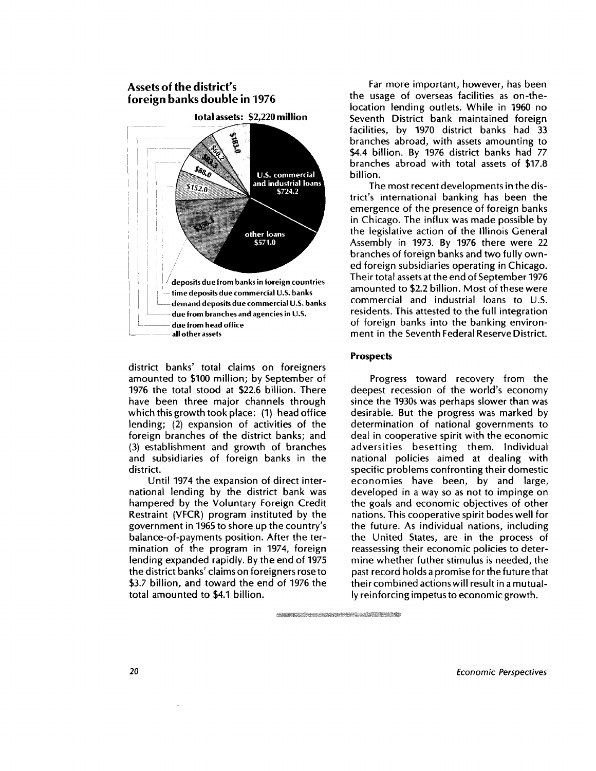## Assets of the district's foreign banks double in 1976

total assets: $2,220 million

$183.0
$60.2
$83.3
$88.0
$152.0
$358.3
U.S. commercial and industrial loans $724.2
other loans $571.0

deposits due from banks in foreign countries
time deposits due commercial U.S. banks
demand deposits due commercial U.S. banks
due from branches and agencies in U.S.
due from head office
all other assets

district banks' total claims on foreigners amounted to $100 million; by September of 1976 the total stood at $22.6 billion. There have been three major channels through which this growth took place: (1) head office lending; (2) expansion of activities of the foreign branches of the district banks; and (3) establishment and growth of branches and subsidiaries of foreign banks in the district.

Until 1974 the expansion of direct international lending by the district bank was hampered by the Voluntary Foreign Credit Restraint (VFCR) program instituted by the government in 1965 to shore up the country's balance-of-payments position. After the termination of the program in 1974, foreign lending expanded rapidly. By the end of 1975 the district banks' claims on foreigners rose to $3.7 billion, and toward the end of 1976 the total amounted to $4.1 billion.

Far more important, however, has been the usage of overseas facilities as on-the-location lending outlets. While in 1960 no Seventh District bank maintained foreign facilities, by 1970 district banks had 33 branches abroad, with assets amounting to $4.4 billion. By 1976 district banks had 77 branches abroad with total assets of $17.8 billion.

The most recent developments in the district's international banking has been the emergence of the presence of foreign banks in Chicago. The influx was made possible by the legislative action of the Illinois General Assembly in 1973. By 1976 there were 22 branches of foreign banks and two fully owned foreign subsidiaries operating in Chicago. Their total assets at the end of September 1976 amounted to $2.2 billion. Most of these were commercial and industrial loans to U.S. residents. This attested to the full integration of foreign banks into the banking environment in the Seventh Federal Reserve District.

### Prospects

Progress toward recovery from the deepest recession of the world's economy since the 1930s was perhaps slower than was desirable. But the progress was marked by determination of national governments to deal in cooperative spirit with the economic adversities besetting them. Individual national policies aimed at dealing with specific problems confronting their domestic economies have been, by and large, developed in a way so as not to impinge on the goals and economic objectives of other nations. This cooperative spirit bodes well for the future. As individual nations, including the United States, are in the process of reassessing their economic policies to determine whether futher stimulus is needed, the past record holds a promise for the future that their combined actions will result in a mutually reinforcing impetus to economic growth.